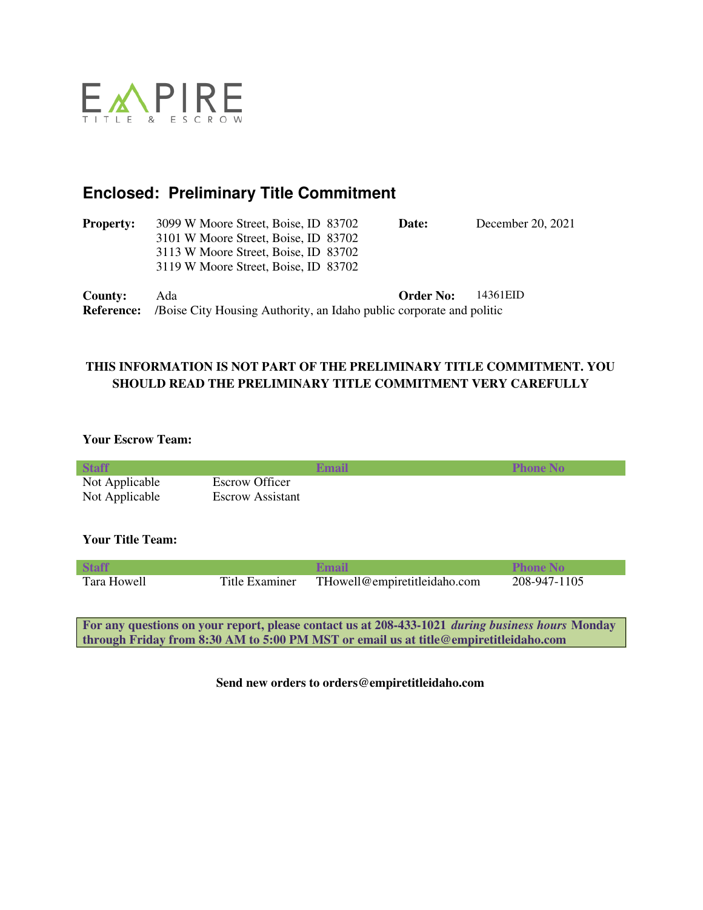EMPIRE
TITLE & ESCROW

## Enclosed: Preliminary Title Commitment

**Property:** 3099 W Moore Street, Boise, ID 83702
3101 W Moore Street, Boise, ID 83702
3113 W Moore Street, Boise, ID 83702
3119 W Moore Street, Boise, ID 83702

**Date:** December 20, 2021

**County:** Ada

**Order No:** 14361EID

**Reference:** /Boise City Housing Authority, an Idaho public corporate and politic

**THIS INFORMATION IS NOT PART OF THE PRELIMINARY TITLE COMMITMENT. YOU SHOULD READ THE PRELIMINARY TITLE COMMITMENT VERY CAREFULLY**

**Your Escrow Team:**

| Staff | | Email | Phone No |
|---|---|---|---|
| Not Applicable | Escrow Officer | | |
| Not Applicable | Escrow Assistant | | |

**Your Title Team:**

| Staff | | Email | Phone No |
|---|---|---|---|
| Tara Howell | Title Examiner | THowell@empiretitleidaho.com | 208-947-1105 |

**For any questions on your report, please contact us at 208-433-1021 *during business hours* Monday through Friday from 8:30 AM to 5:00 PM MST or email us at title@empiretitleidaho.com**

**Send new orders to orders@empiretitleidaho.com**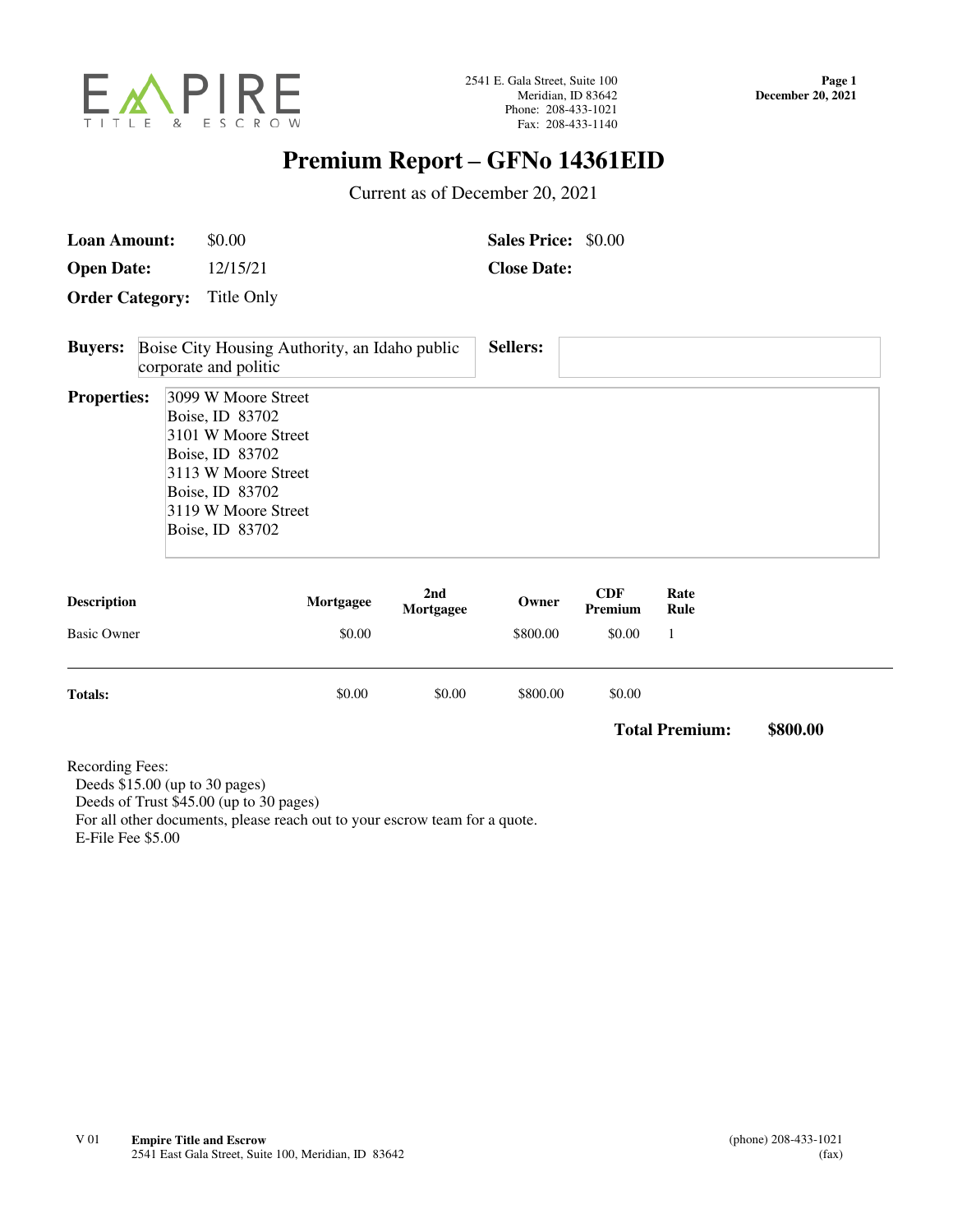EMPIRE TITLE & ESCROW

2541 E. Gala Street, Suite 100
Meridian, ID 83642
Phone: 208-433-1021
Fax: 208-433-1140

**Page 1**
**December 20, 2021**

# Premium Report – GFNo 14361EID

Current as of December 20, 2021

**Loan Amount:** $0.00 **Sales Price:** $0.00

**Open Date:** 12/15/21 **Close Date:**

**Order Category:** Title Only

**Buyers:** Boise City Housing Authority, an Idaho public corporate and politic

**Sellers:**

**Properties:**
3099 W Moore Street
Boise, ID 83702
3101 W Moore Street
Boise, ID 83702
3113 W Moore Street
Boise, ID 83702
3119 W Moore Street
Boise, ID 83702

| Description | Mortgagee | 2nd Mortgagee | Owner | CDF Premium | Rate Rule |
|---|---|---|---|---|---|
| Basic Owner | $0.00 | | $800.00 | $0.00 | 1 |
| **Totals:** | $0.00 | $0.00 | $800.00 | $0.00 | |

**Total Premium: $800.00**

Recording Fees:
Deeds $15.00 (up to 30 pages)
Deeds of Trust $45.00 (up to 30 pages)
For all other documents, please reach out to your escrow team for a quote.
E-File Fee $5.00

V 01 **Empire Title and Escrow**
2541 East Gala Street, Suite 100, Meridian, ID 83642
(phone) 208-433-1021
(fax)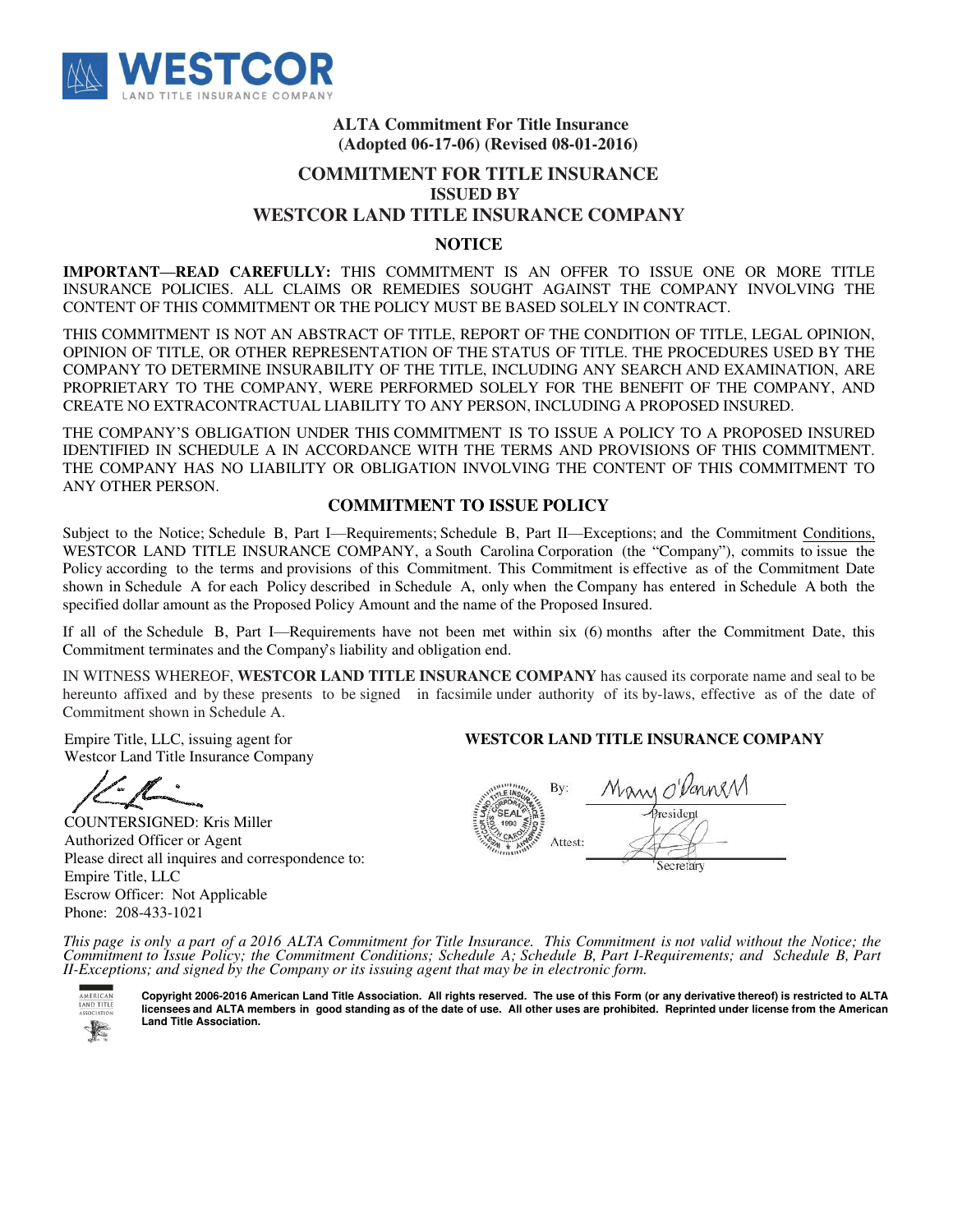WESTCOR
LAND TITLE INSURANCE COMPANY

**ALTA Commitment For Title Insurance**
**(Adopted 06-17-06) (Revised 08-01-2016)**

## COMMITMENT FOR TITLE INSURANCE
### ISSUED BY
## WESTCOR LAND TITLE INSURANCE COMPANY

### NOTICE

**IMPORTANT—READ CAREFULLY:** THIS COMMITMENT IS AN OFFER TO ISSUE ONE OR MORE TITLE INSURANCE POLICIES. ALL CLAIMS OR REMEDIES SOUGHT AGAINST THE COMPANY INVOLVING THE CONTENT OF THIS COMMITMENT OR THE POLICY MUST BE BASED SOLELY IN CONTRACT.

THIS COMMITMENT IS NOT AN ABSTRACT OF TITLE, REPORT OF THE CONDITION OF TITLE, LEGAL OPINION, OPINION OF TITLE, OR OTHER REPRESENTATION OF THE STATUS OF TITLE. THE PROCEDURES USED BY THE COMPANY TO DETERMINE INSURABILITY OF THE TITLE, INCLUDING ANY SEARCH AND EXAMINATION, ARE PROPRIETARY TO THE COMPANY, WERE PERFORMED SOLELY FOR THE BENEFIT OF THE COMPANY, AND CREATE NO EXTRACONTRACTUAL LIABILITY TO ANY PERSON, INCLUDING A PROPOSED INSURED.

THE COMPANY'S OBLIGATION UNDER THIS COMMITMENT IS TO ISSUE A POLICY TO A PROPOSED INSURED IDENTIFIED IN SCHEDULE A IN ACCORDANCE WITH THE TERMS AND PROVISIONS OF THIS COMMITMENT. THE COMPANY HAS NO LIABILITY OR OBLIGATION INVOLVING THE CONTENT OF THIS COMMITMENT TO ANY OTHER PERSON.

### COMMITMENT TO ISSUE POLICY

Subject to the Notice; Schedule B, Part I—Requirements; Schedule B, Part II—Exceptions; and the Commitment Conditions, WESTCOR LAND TITLE INSURANCE COMPANY, a South Carolina Corporation (the "Company"), commits to issue the Policy according to the terms and provisions of this Commitment. This Commitment is effective as of the Commitment Date shown in Schedule A for each Policy described in Schedule A, only when the Company has entered in Schedule A both the specified dollar amount as the Proposed Policy Amount and the name of the Proposed Insured.

If all of the Schedule B, Part I—Requirements have not been met within six (6) months after the Commitment Date, this Commitment terminates and the Company's liability and obligation end.

IN WITNESS WHEREOF, **WESTCOR LAND TITLE INSURANCE COMPANY** has caused its corporate name and seal to be hereunto affixed and by these presents to be signed in facsimile under authority of its by-laws, effective as of the date of Commitment shown in Schedule A.

Empire Title, LLC, issuing agent for
Westcor Land Title Insurance Company

COUNTERSIGNED: Kris Miller
Authorized Officer or Agent
Please direct all inquires and correspondence to:
Empire Title, LLC
Escrow Officer: Not Applicable
Phone: 208-433-1021

**WESTCOR LAND TITLE INSURANCE COMPANY**

By: Mary O'Donnell
President

Attest:
Secretary

*This page is only a part of a 2016 ALTA Commitment for Title Insurance. This Commitment is not valid without the Notice; the Commitment to Issue Policy; the Commitment Conditions; Schedule A; Schedule B, Part I-Requirements; and Schedule B, Part II-Exceptions; and signed by the Company or its issuing agent that may be in electronic form.*

**Copyright 2006-2016 American Land Title Association. All rights reserved. The use of this Form (or any derivative thereof) is restricted to ALTA licensees and ALTA members in good standing as of the date of use. All other uses are prohibited. Reprinted under license from the American Land Title Association.**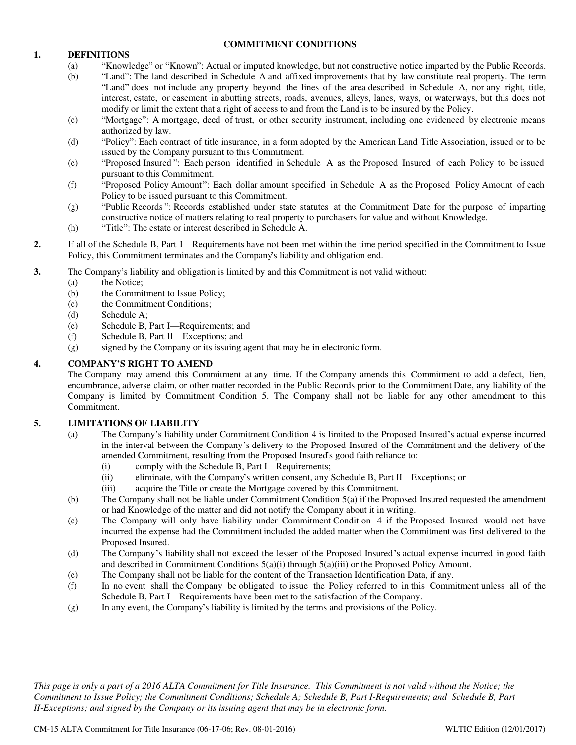# COMMITMENT CONDITIONS

## 1. DEFINITIONS

(a) "Knowledge" or "Known": Actual or imputed knowledge, but not constructive notice imparted by the Public Records.

(b) "Land": The land described in Schedule A and affixed improvements that by law constitute real property. The term "Land" does not include any property beyond the lines of the area described in Schedule A, nor any right, title, interest, estate, or easement in abutting streets, roads, avenues, alleys, lanes, ways, or waterways, but this does not modify or limit the extent that a right of access to and from the Land is to be insured by the Policy.

(c) "Mortgage": A mortgage, deed of trust, or other security instrument, including one evidenced by electronic means authorized by law.

(d) "Policy": Each contract of title insurance, in a form adopted by the American Land Title Association, issued or to be issued by the Company pursuant to this Commitment.

(e) "Proposed Insured": Each person identified in Schedule A as the Proposed Insured of each Policy to be issued pursuant to this Commitment.

(f) "Proposed Policy Amount": Each dollar amount specified in Schedule A as the Proposed Policy Amount of each Policy to be issued pursuant to this Commitment.

(g) "Public Records": Records established under state statutes at the Commitment Date for the purpose of imparting constructive notice of matters relating to real property to purchasers for value and without Knowledge.

(h) "Title": The estate or interest described in Schedule A.

**2.** If all of the Schedule B, Part I—Requirements have not been met within the time period specified in the Commitment to Issue Policy, this Commitment terminates and the Company's liability and obligation end.

**3.** The Company's liability and obligation is limited by and this Commitment is not valid without:

(a) the Notice;
(b) the Commitment to Issue Policy;
(c) the Commitment Conditions;
(d) Schedule A;
(e) Schedule B, Part I—Requirements; and
(f) Schedule B, Part II—Exceptions; and
(g) signed by the Company or its issuing agent that may be in electronic form.

## 4. COMPANY'S RIGHT TO AMEND

The Company may amend this Commitment at any time. If the Company amends this Commitment to add a defect, lien, encumbrance, adverse claim, or other matter recorded in the Public Records prior to the Commitment Date, any liability of the Company is limited by Commitment Condition 5. The Company shall not be liable for any other amendment to this Commitment.

## 5. LIMITATIONS OF LIABILITY

(a) The Company's liability under Commitment Condition 4 is limited to the Proposed Insured's actual expense incurred in the interval between the Company's delivery to the Proposed Insured of the Commitment and the delivery of the amended Commitment, resulting from the Proposed Insured's good faith reliance to:

  (i) comply with the Schedule B, Part I—Requirements;
  (ii) eliminate, with the Company's written consent, any Schedule B, Part II—Exceptions; or
  (iii) acquire the Title or create the Mortgage covered by this Commitment.

(b) The Company shall not be liable under Commitment Condition 5(a) if the Proposed Insured requested the amendment or had Knowledge of the matter and did not notify the Company about it in writing.

(c) The Company will only have liability under Commitment Condition 4 if the Proposed Insured would not have incurred the expense had the Commitment included the added matter when the Commitment was first delivered to the Proposed Insured.

(d) The Company's liability shall not exceed the lesser of the Proposed Insured's actual expense incurred in good faith and described in Commitment Conditions 5(a)(i) through 5(a)(iii) or the Proposed Policy Amount.

(e) The Company shall not be liable for the content of the Transaction Identification Data, if any.

(f) In no event shall the Company be obligated to issue the Policy referred to in this Commitment unless all of the Schedule B, Part I—Requirements have been met to the satisfaction of the Company.

(g) In any event, the Company's liability is limited by the terms and provisions of the Policy.

*This page is only a part of a 2016 ALTA Commitment for Title Insurance. This Commitment is not valid without the Notice; the Commitment to Issue Policy; the Commitment Conditions; Schedule A; Schedule B, Part I-Requirements; and Schedule B, Part II-Exceptions; and signed by the Company or its issuing agent that may be in electronic form.*

CM-15 ALTA Commitment for Title Insurance (06-17-06; Rev. 08-01-2016) WLTIC Edition (12/01/2017)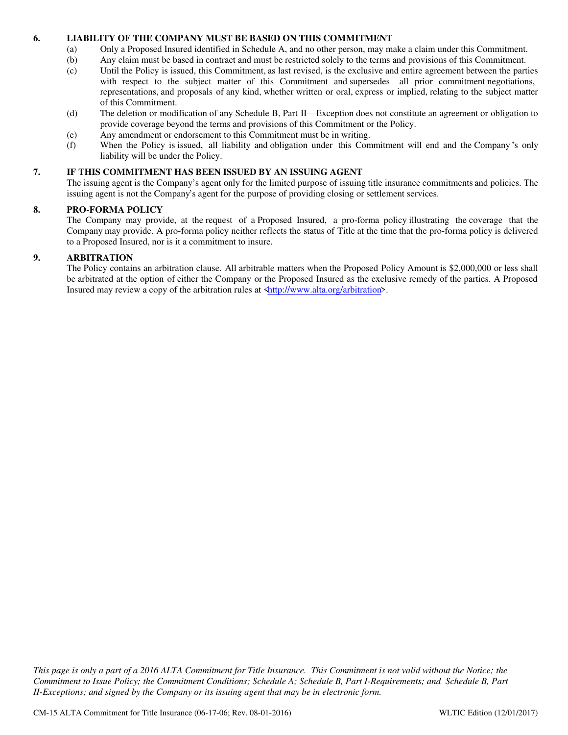### 6. LIABILITY OF THE COMPANY MUST BE BASED ON THIS COMMITMENT

(a) Only a Proposed Insured identified in Schedule A, and no other person, may make a claim under this Commitment.

(b) Any claim must be based in contract and must be restricted solely to the terms and provisions of this Commitment.

(c) Until the Policy is issued, this Commitment, as last revised, is the exclusive and entire agreement between the parties with respect to the subject matter of this Commitment and supersedes all prior commitment negotiations, representations, and proposals of any kind, whether written or oral, express or implied, relating to the subject matter of this Commitment.

(d) The deletion or modification of any Schedule B, Part II—Exception does not constitute an agreement or obligation to provide coverage beyond the terms and provisions of this Commitment or the Policy.

(e) Any amendment or endorsement to this Commitment must be in writing.

(f) When the Policy is issued, all liability and obligation under this Commitment will end and the Company's only liability will be under the Policy.

### 7. IF THIS COMMITMENT HAS BEEN ISSUED BY AN ISSUING AGENT

The issuing agent is the Company's agent only for the limited purpose of issuing title insurance commitments and policies. The issuing agent is not the Company's agent for the purpose of providing closing or settlement services.

### 8. PRO-FORMA POLICY

The Company may provide, at the request of a Proposed Insured, a pro-forma policy illustrating the coverage that the Company may provide. A pro-forma policy neither reflects the status of Title at the time that the pro-forma policy is delivered to a Proposed Insured, nor is it a commitment to insure.

### 9. ARBITRATION

The Policy contains an arbitration clause. All arbitrable matters when the Proposed Policy Amount is $2,000,000 or less shall be arbitrated at the option of either the Company or the Proposed Insured as the exclusive remedy of the parties. A Proposed Insured may review a copy of the arbitration rules at <http://www.alta.org/arbitration>.

*This page is only a part of a 2016 ALTA Commitment for Title Insurance. This Commitment is not valid without the Notice; the Commitment to Issue Policy; the Commitment Conditions; Schedule A; Schedule B, Part I-Requirements; and Schedule B, Part II-Exceptions; and signed by the Company or its issuing agent that may be in electronic form.*

CM-15 ALTA Commitment for Title Insurance (06-17-06; Rev. 08-01-2016) WLTIC Edition (12/01/2017)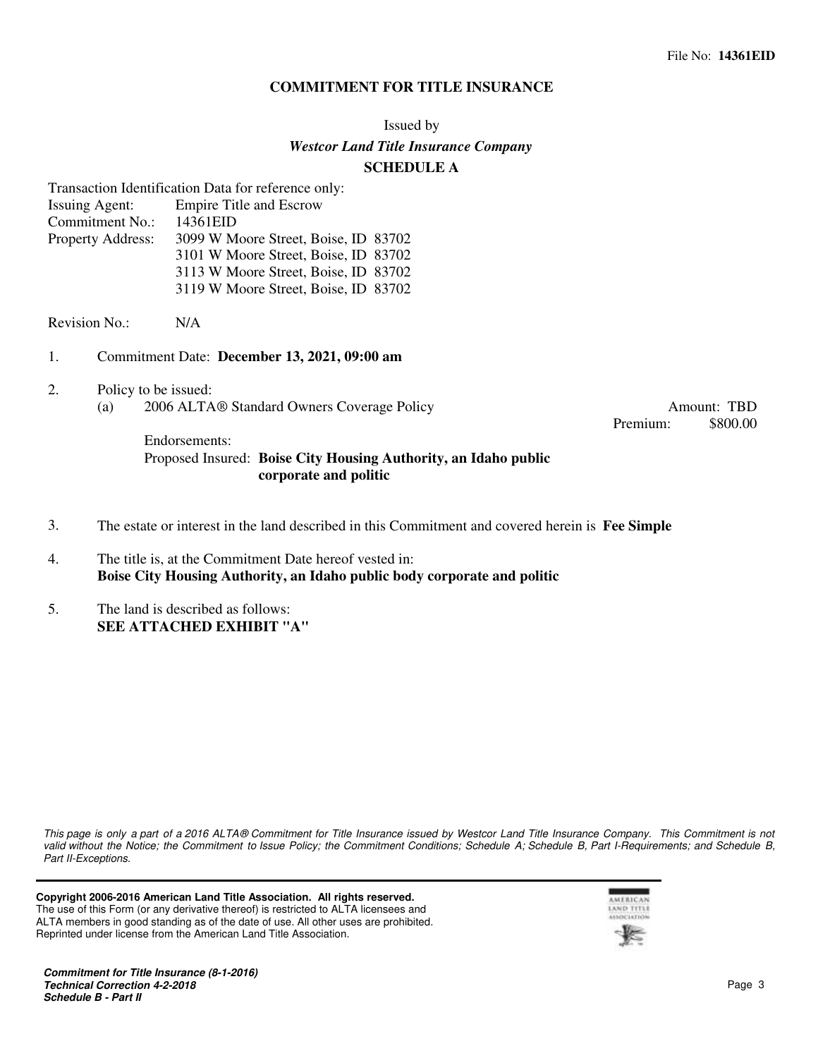File No: **14361EID**

## COMMITMENT FOR TITLE INSURANCE

Issued by

***Westcor Land Title Insurance Company***

**SCHEDULE A**

Transaction Identification Data for reference only:

Issuing Agent: Empire Title and Escrow
Commitment No.: 14361EID
Property Address: 3099 W Moore Street, Boise, ID 83702
3101 W Moore Street, Boise, ID 83702
3113 W Moore Street, Boise, ID 83702
3119 W Moore Street, Boise, ID 83702

Revision No.: N/A

1. Commitment Date: **December 13, 2021, 09:00 am**

2. Policy to be issued:
   (a) 2006 ALTA® Standard Owners Coverage Policy — Amount: TBD — Premium: $800.00

   Endorsements:

   Proposed Insured: **Boise City Housing Authority, an Idaho public corporate and politic**

3. The estate or interest in the land described in this Commitment and covered herein is **Fee Simple**

4. The title is, at the Commitment Date hereof vested in:
   **Boise City Housing Authority, an Idaho public body corporate and politic**

5. The land is described as follows:
   **SEE ATTACHED EXHIBIT "A"**

*This page is only a part of a 2016 ALTA® Commitment for Title Insurance issued by Westcor Land Title Insurance Company. This Commitment is not valid without the Notice; the Commitment to Issue Policy; the Commitment Conditions; Schedule A; Schedule B, Part I-Requirements; and Schedule B, Part II-Exceptions.*

**Copyright 2006-2016 American Land Title Association. All rights reserved.**
The use of this Form (or any derivative thereof) is restricted to ALTA licensees and ALTA members in good standing as of the date of use. All other uses are prohibited. Reprinted under license from the American Land Title Association.

***Commitment for Title Insurance (8-1-2016)***
***Technical Correction 4-2-2018***
***Schedule B - Part II***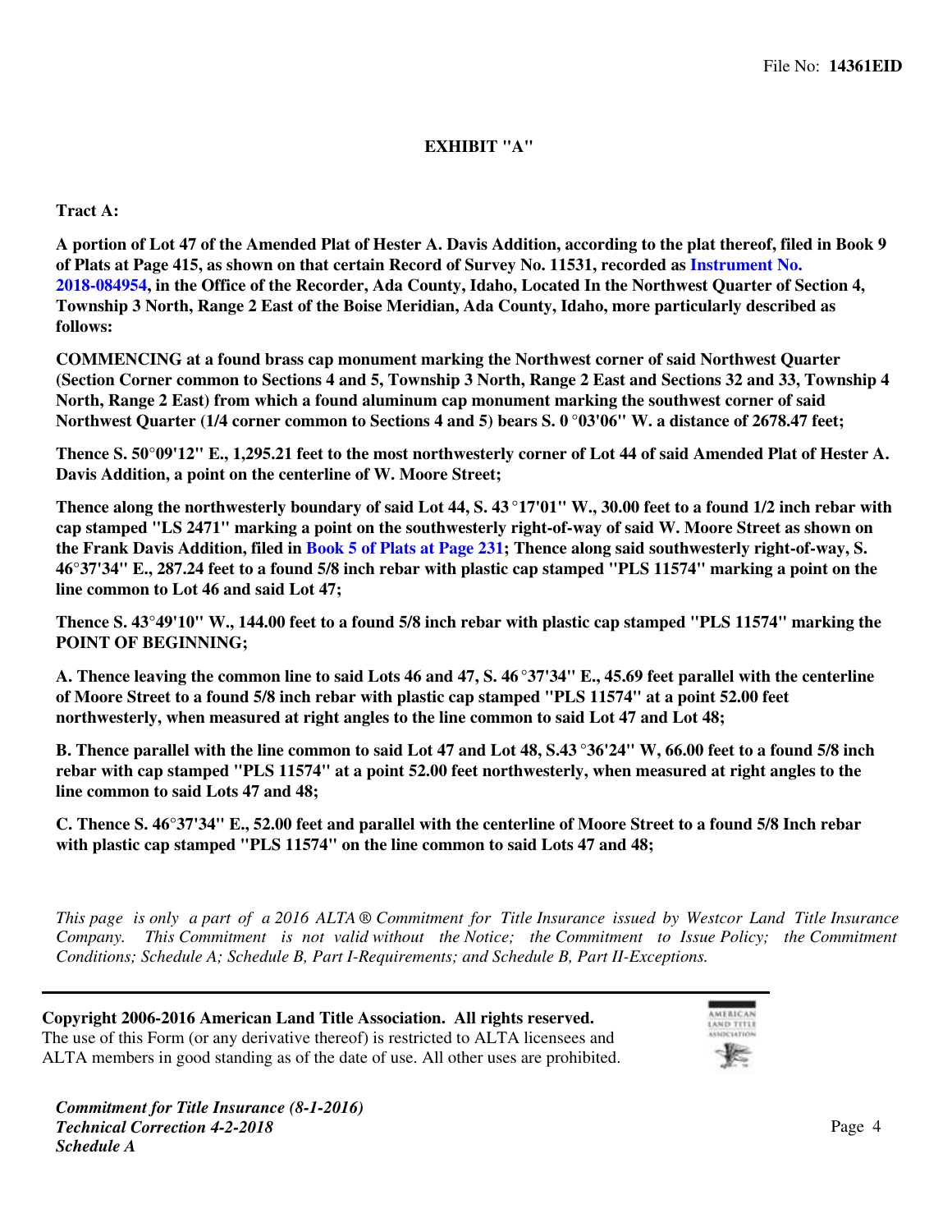File No: **14361EID**

**EXHIBIT "A"**

**Tract A:**

**A portion of Lot 47 of the Amended Plat of Hester A. Davis Addition, according to the plat thereof, filed in Book 9 of Plats at Page 415, as shown on that certain Record of Survey No. 11531, recorded as Instrument No. 2018-084954, in the Office of the Recorder, Ada County, Idaho, Located In the Northwest Quarter of Section 4, Township 3 North, Range 2 East of the Boise Meridian, Ada County, Idaho, more particularly described as follows:**

**COMMENCING at a found brass cap monument marking the Northwest corner of said Northwest Quarter (Section Corner common to Sections 4 and 5, Township 3 North, Range 2 East and Sections 32 and 33, Township 4 North, Range 2 East) from which a found aluminum cap monument marking the southwest corner of said Northwest Quarter (1/4 corner common to Sections 4 and 5) bears S. 0°03'06" W. a distance of 2678.47 feet;**

**Thence S. 50°09'12" E., 1,295.21 feet to the most northwesterly corner of Lot 44 of said Amended Plat of Hester A. Davis Addition, a point on the centerline of W. Moore Street;**

**Thence along the northwesterly boundary of said Lot 44, S. 43°17'01" W., 30.00 feet to a found 1/2 inch rebar with cap stamped "LS 2471" marking a point on the southwesterly right-of-way of said W. Moore Street as shown on the Frank Davis Addition, filed in Book 5 of Plats at Page 231; Thence along said southwesterly right-of-way, S. 46°37'34" E., 287.24 feet to a found 5/8 inch rebar with plastic cap stamped "PLS 11574" marking a point on the line common to Lot 46 and said Lot 47;**

**Thence S. 43°49'10" W., 144.00 feet to a found 5/8 inch rebar with plastic cap stamped "PLS 11574" marking the POINT OF BEGINNING;**

**A. Thence leaving the common line to said Lots 46 and 47, S. 46°37'34" E., 45.69 feet parallel with the centerline of Moore Street to a found 5/8 inch rebar with plastic cap stamped "PLS 11574" at a point 52.00 feet northwesterly, when measured at right angles to the line common to said Lot 47 and Lot 48;**

**B. Thence parallel with the line common to said Lot 47 and Lot 48, S.43°36'24" W, 66.00 feet to a found 5/8 inch rebar with cap stamped "PLS 11574" at a point 52.00 feet northwesterly, when measured at right angles to the line common to said Lots 47 and 48;**

**C. Thence S. 46°37'34" E., 52.00 feet and parallel with the centerline of Moore Street to a found 5/8 Inch rebar with plastic cap stamped "PLS 11574" on the line common to said Lots 47 and 48;**

*This page is only a part of a 2016 ALTA® Commitment for Title Insurance issued by Westcor Land Title Insurance Company. This Commitment is not valid without the Notice; the Commitment to Issue Policy; the Commitment Conditions; Schedule A; Schedule B, Part I-Requirements; and Schedule B, Part II-Exceptions.*

**Copyright 2006-2016 American Land Title Association. All rights reserved.**
The use of this Form (or any derivative thereof) is restricted to ALTA licensees and ALTA members in good standing as of the date of use. All other uses are prohibited.

***Commitment for Title Insurance (8-1-2016)***
***Technical Correction 4-2-2018***
***Schedule A***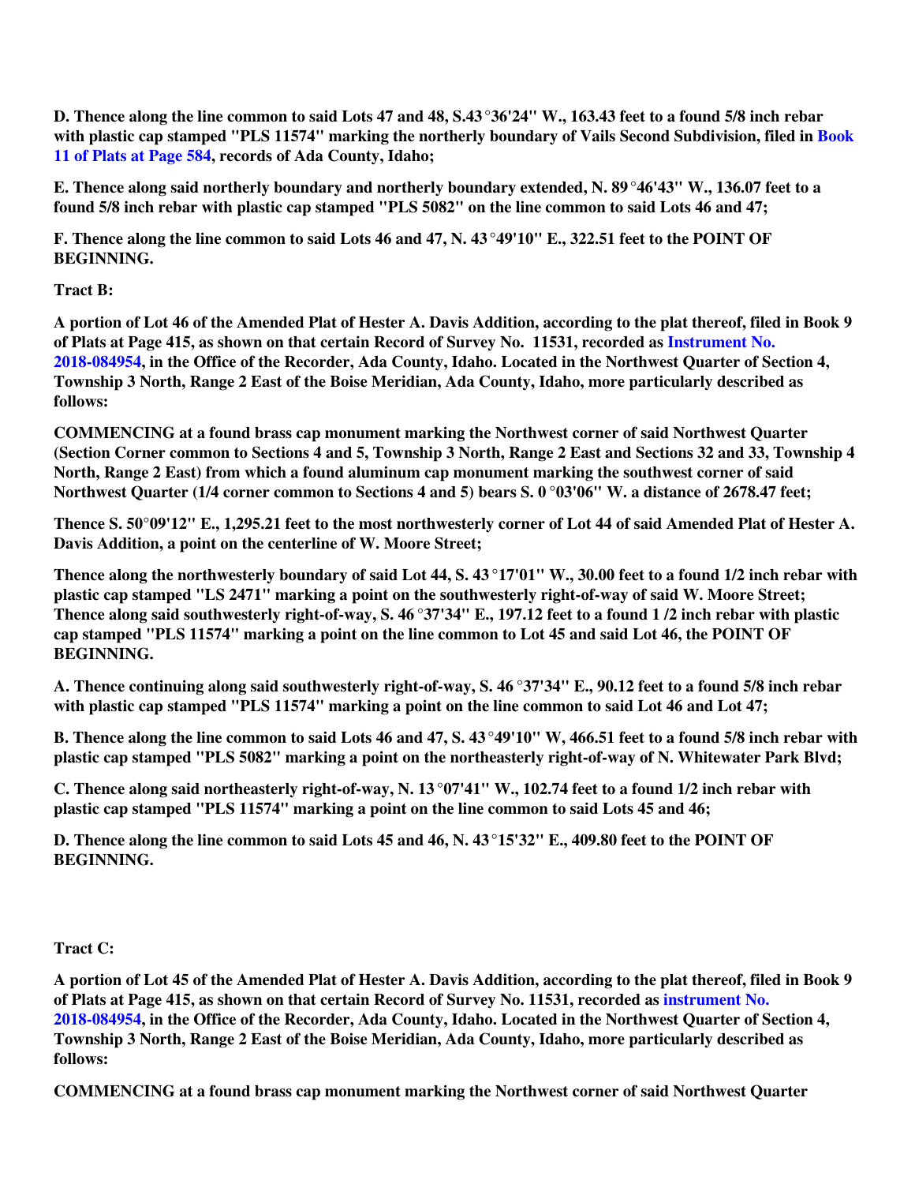**D. Thence along the line common to said Lots 47 and 48, S.43°36'24" W., 163.43 feet to a found 5/8 inch rebar with plastic cap stamped "PLS 11574" marking the northerly boundary of Vails Second Subdivision, filed in Book 11 of Plats at Page 584, records of Ada County, Idaho;**

**E. Thence along said northerly boundary and northerly boundary extended, N. 89°46'43" W., 136.07 feet to a found 5/8 inch rebar with plastic cap stamped "PLS 5082" on the line common to said Lots 46 and 47;**

**F. Thence along the line common to said Lots 46 and 47, N. 43°49'10" E., 322.51 feet to the POINT OF BEGINNING.**

**Tract B:**

**A portion of Lot 46 of the Amended Plat of Hester A. Davis Addition, according to the plat thereof, filed in Book 9 of Plats at Page 415, as shown on that certain Record of Survey No. 11531, recorded as Instrument No. 2018-084954, in the Office of the Recorder, Ada County, Idaho. Located in the Northwest Quarter of Section 4, Township 3 North, Range 2 East of the Boise Meridian, Ada County, Idaho, more particularly described as follows:**

**COMMENCING at a found brass cap monument marking the Northwest corner of said Northwest Quarter (Section Corner common to Sections 4 and 5, Township 3 North, Range 2 East and Sections 32 and 33, Township 4 North, Range 2 East) from which a found aluminum cap monument marking the southwest corner of said Northwest Quarter (1/4 corner common to Sections 4 and 5) bears S. 0°03'06" W. a distance of 2678.47 feet;**

**Thence S. 50°09'12" E., 1,295.21 feet to the most northwesterly corner of Lot 44 of said Amended Plat of Hester A. Davis Addition, a point on the centerline of W. Moore Street;**

**Thence along the northwesterly boundary of said Lot 44, S. 43°17'01" W., 30.00 feet to a found 1/2 inch rebar with plastic cap stamped "LS 2471" marking a point on the southwesterly right-of-way of said W. Moore Street; Thence along said southwesterly right-of-way, S. 46°37'34" E., 197.12 feet to a found 1 /2 inch rebar with plastic cap stamped "PLS 11574" marking a point on the line common to Lot 45 and said Lot 46, the POINT OF BEGINNING.**

**A. Thence continuing along said southwesterly right-of-way, S. 46°37'34" E., 90.12 feet to a found 5/8 inch rebar with plastic cap stamped "PLS 11574" marking a point on the line common to said Lot 46 and Lot 47;**

**B. Thence along the line common to said Lots 46 and 47, S. 43°49'10" W, 466.51 feet to a found 5/8 inch rebar with plastic cap stamped "PLS 5082" marking a point on the northeasterly right-of-way of N. Whitewater Park Blvd;**

**C. Thence along said northeasterly right-of-way, N. 13°07'41" W., 102.74 feet to a found 1/2 inch rebar with plastic cap stamped "PLS 11574" marking a point on the line common to said Lots 45 and 46;**

**D. Thence along the line common to said Lots 45 and 46, N. 43°15'32" E., 409.80 feet to the POINT OF BEGINNING.**

**Tract C:**

**A portion of Lot 45 of the Amended Plat of Hester A. Davis Addition, according to the plat thereof, filed in Book 9 of Plats at Page 415, as shown on that certain Record of Survey No. 11531, recorded as instrument No. 2018-084954, in the Office of the Recorder, Ada County, Idaho. Located in the Northwest Quarter of Section 4, Township 3 North, Range 2 East of the Boise Meridian, Ada County, Idaho, more particularly described as follows:**

**COMMENCING at a found brass cap monument marking the Northwest corner of said Northwest Quarter**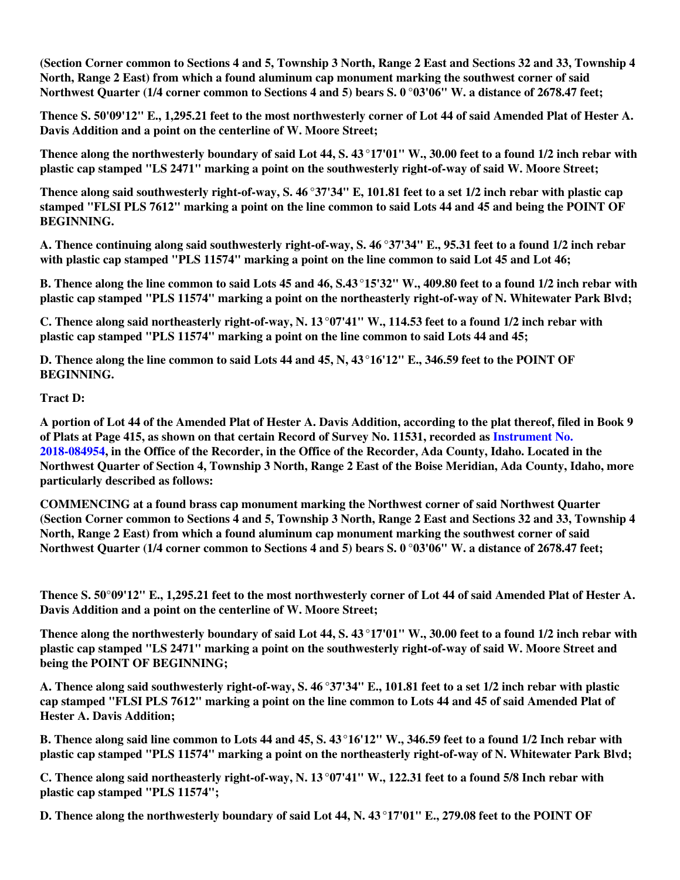**(Section Corner common to Sections 4 and 5, Township 3 North, Range 2 East and Sections 32 and 33, Township 4 North, Range 2 East) from which a found aluminum cap monument marking the southwest corner of said Northwest Quarter (1/4 corner common to Sections 4 and 5) bears S. 0°03'06" W. a distance of 2678.47 feet;**

**Thence S. 50'09'12" E., 1,295.21 feet to the most northwesterly corner of Lot 44 of said Amended Plat of Hester A. Davis Addition and a point on the centerline of W. Moore Street;**

**Thence along the northwesterly boundary of said Lot 44, S. 43°17'01" W., 30.00 feet to a found 1/2 inch rebar with plastic cap stamped "LS 2471" marking a point on the southwesterly right-of-way of said W. Moore Street;**

**Thence along said southwesterly right-of-way, S. 46°37'34" E, 101.81 feet to a set 1/2 inch rebar with plastic cap stamped "FLSI PLS 7612" marking a point on the line common to said Lots 44 and 45 and being the POINT OF BEGINNING.**

**A. Thence continuing along said southwesterly right-of-way, S. 46°37'34" E., 95.31 feet to a found 1/2 inch rebar with plastic cap stamped "PLS 11574" marking a point on the line common to said Lot 45 and Lot 46;**

**B. Thence along the line common to said Lots 45 and 46, S.43°15'32" W., 409.80 feet to a found 1/2 inch rebar with plastic cap stamped "PLS 11574" marking a point on the northeasterly right-of-way of N. Whitewater Park Blvd;**

**C. Thence along said northeasterly right-of-way, N. 13°07'41" W., 114.53 feet to a found 1/2 inch rebar with plastic cap stamped "PLS 11574" marking a point on the line common to said Lots 44 and 45;**

**D. Thence along the line common to said Lots 44 and 45, N, 43°16'12" E., 346.59 feet to the POINT OF BEGINNING.**

**Tract D:**

**A portion of Lot 44 of the Amended Plat of Hester A. Davis Addition, according to the plat thereof, filed in Book 9 of Plats at Page 415, as shown on that certain Record of Survey No. 11531, recorded as Instrument No. 2018-084954, in the Office of the Recorder, in the Office of the Recorder, Ada County, Idaho. Located in the Northwest Quarter of Section 4, Township 3 North, Range 2 East of the Boise Meridian, Ada County, Idaho, more particularly described as follows:**

**COMMENCING at a found brass cap monument marking the Northwest corner of said Northwest Quarter (Section Corner common to Sections 4 and 5, Township 3 North, Range 2 East and Sections 32 and 33, Township 4 North, Range 2 East) from which a found aluminum cap monument marking the southwest corner of said Northwest Quarter (1/4 corner common to Sections 4 and 5) bears S. 0°03'06" W. a distance of 2678.47 feet;**

**Thence S. 50°09'12" E., 1,295.21 feet to the most northwesterly corner of Lot 44 of said Amended Plat of Hester A. Davis Addition and a point on the centerline of W. Moore Street;**

**Thence along the northwesterly boundary of said Lot 44, S. 43°17'01" W., 30.00 feet to a found 1/2 inch rebar with plastic cap stamped "LS 2471" marking a point on the southwesterly right-of-way of said W. Moore Street and being the POINT OF BEGINNING;**

**A. Thence along said southwesterly right-of-way, S. 46°37'34" E., 101.81 feet to a set 1/2 inch rebar with plastic cap stamped "FLSI PLS 7612" marking a point on the line common to Lots 44 and 45 of said Amended Plat of Hester A. Davis Addition;**

**B. Thence along said line common to Lots 44 and 45, S. 43°16'12" W., 346.59 feet to a found 1/2 Inch rebar with plastic cap stamped "PLS 11574" marking a point on the northeasterly right-of-way of N. Whitewater Park Blvd;**

**C. Thence along said northeasterly right-of-way, N. 13°07'41" W., 122.31 feet to a found 5/8 Inch rebar with plastic cap stamped "PLS 11574";**

**D. Thence along the northwesterly boundary of said Lot 44, N. 43°17'01" E., 279.08 feet to the POINT OF**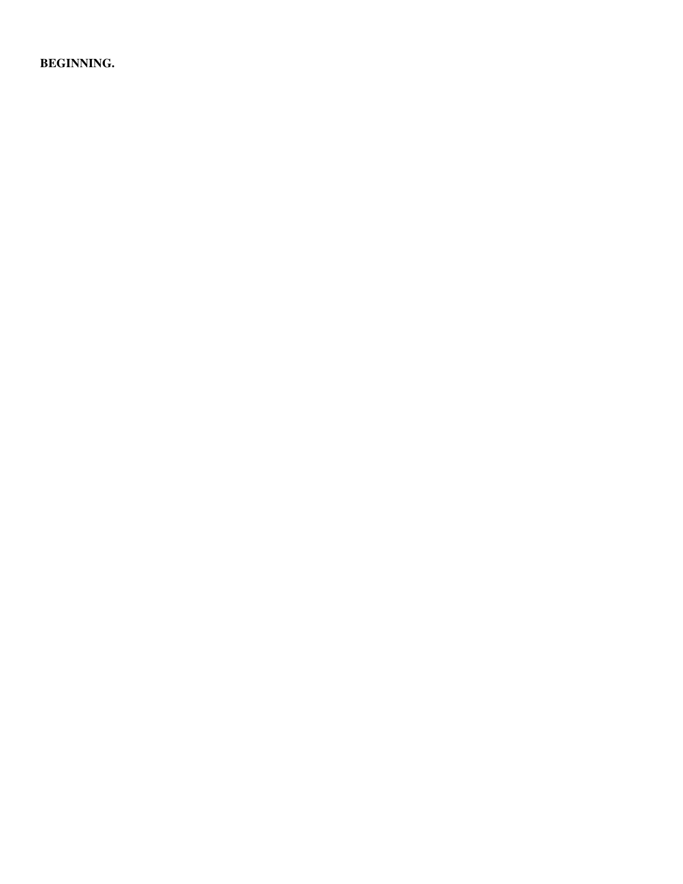**BEGINNING.**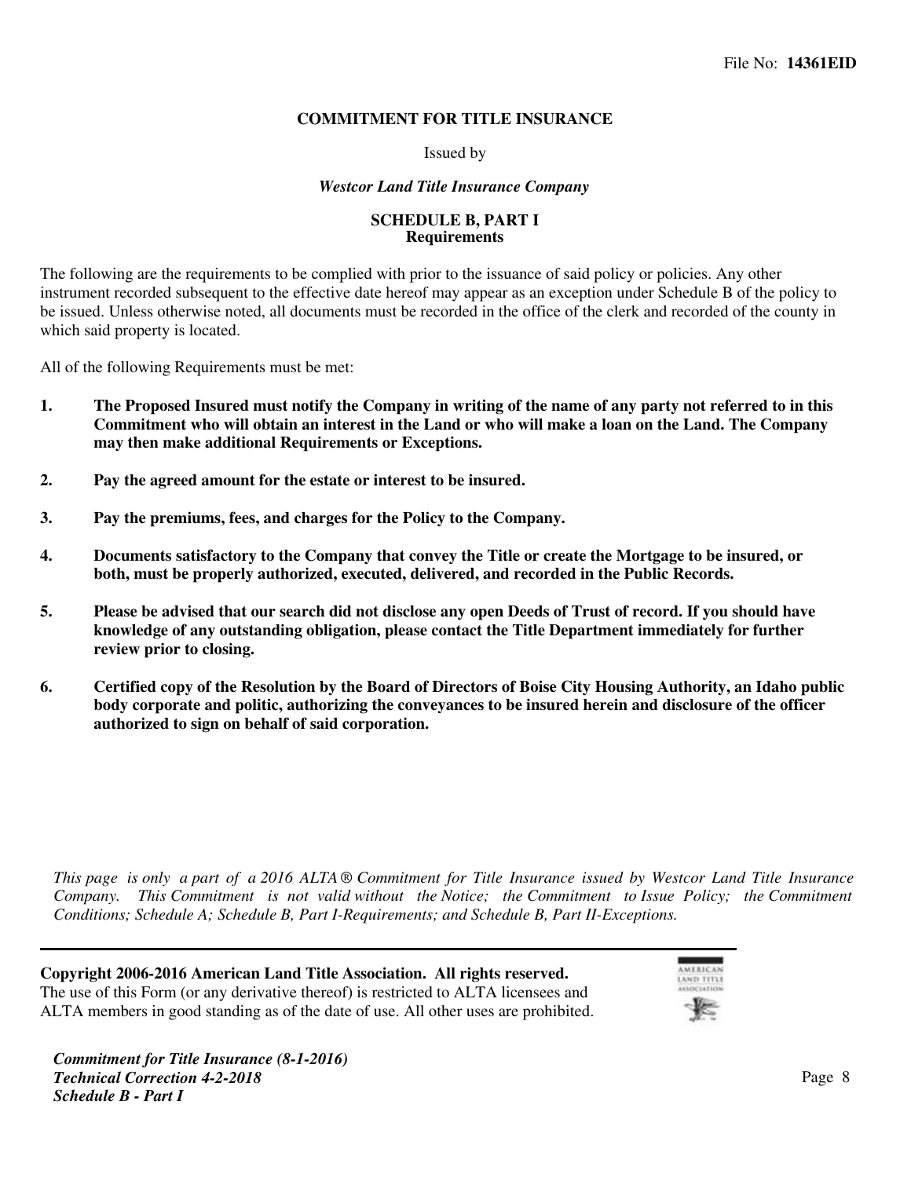File No: **14361EID**

**COMMITMENT FOR TITLE INSURANCE**

Issued by

***Westcor Land Title Insurance Company***

**SCHEDULE B, PART I**
**Requirements**

The following are the requirements to be complied with prior to the issuance of said policy or policies. Any other instrument recorded subsequent to the effective date hereof may appear as an exception under Schedule B of the policy to be issued. Unless otherwise noted, all documents must be recorded in the office of the clerk and recorded of the county in which said property is located.

All of the following Requirements must be met:

1. **The Proposed Insured must notify the Company in writing of the name of any party not referred to in this Commitment who will obtain an interest in the Land or who will make a loan on the Land. The Company may then make additional Requirements or Exceptions.**

2. **Pay the agreed amount for the estate or interest to be insured.**

3. **Pay the premiums, fees, and charges for the Policy to the Company.**

4. **Documents satisfactory to the Company that convey the Title or create the Mortgage to be insured, or both, must be properly authorized, executed, delivered, and recorded in the Public Records.**

5. **Please be advised that our search did not disclose any open Deeds of Trust of record. If you should have knowledge of any outstanding obligation, please contact the Title Department immediately for further review prior to closing.**

6. **Certified copy of the Resolution by the Board of Directors of Boise City Housing Authority, an Idaho public body corporate and politic, authorizing the conveyances to be insured herein and disclosure of the officer authorized to sign on behalf of said corporation.**

*This page is only a part of a 2016 ALTA® Commitment for Title Insurance issued by Westcor Land Title Insurance Company. This Commitment is not valid without the Notice; the Commitment to Issue Policy; the Commitment Conditions; Schedule A; Schedule B, Part I-Requirements; and Schedule B, Part II-Exceptions.*

**Copyright 2006-2016 American Land Title Association. All rights reserved.**
The use of this Form (or any derivative thereof) is restricted to ALTA licensees and ALTA members in good standing as of the date of use. All other uses are prohibited.

***Commitment for Title Insurance (8-1-2016)***
***Technical Correction 4-2-2018***
***Schedule B - Part I***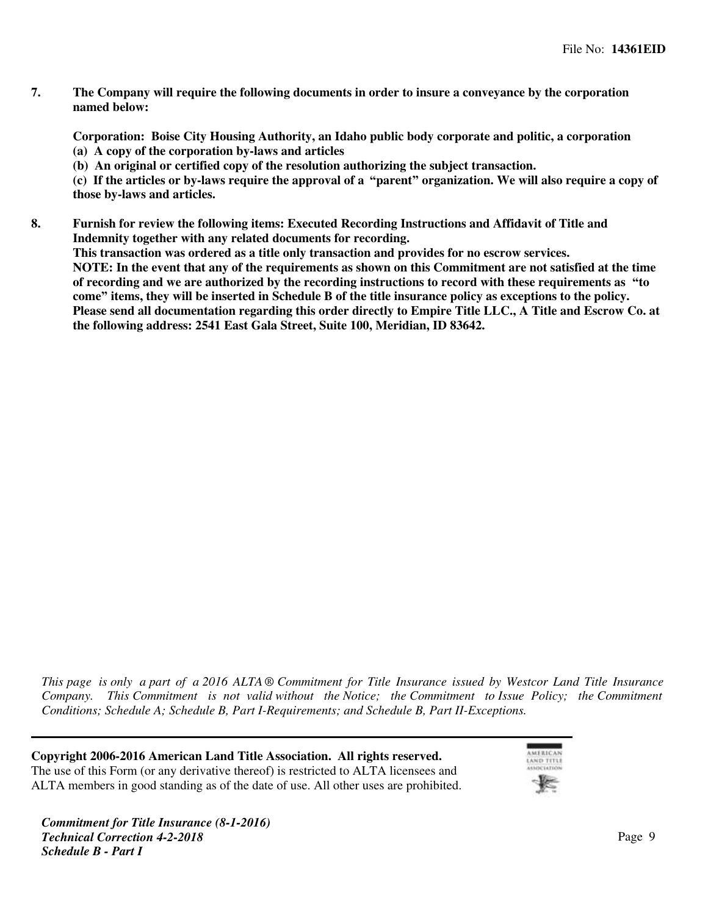**7. The Company will require the following documents in order to insure a conveyance by the corporation named below:**

**Corporation: Boise City Housing Authority, an Idaho public body corporate and politic, a corporation**
**(a) A copy of the corporation by-laws and articles**
**(b) An original or certified copy of the resolution authorizing the subject transaction.**
**(c) If the articles or by-laws require the approval of a "parent" organization. We will also require a copy of those by-laws and articles.**

**8. Furnish for review the following items: Executed Recording Instructions and Affidavit of Title and Indemnity together with any related documents for recording.**
**This transaction was ordered as a title only transaction and provides for no escrow services.**
**NOTE: In the event that any of the requirements as shown on this Commitment are not satisfied at the time of recording and we are authorized by the recording instructions to record with these requirements as "to come" items, they will be inserted in Schedule B of the title insurance policy as exceptions to the policy.**
**Please send all documentation regarding this order directly to Empire Title LLC., A Title and Escrow Co. at the following address: 2541 East Gala Street, Suite 100, Meridian, ID 83642.**

*This page is only a part of a 2016 ALTA® Commitment for Title Insurance issued by Westcor Land Title Insurance Company. This Commitment is not valid without the Notice; the Commitment to Issue Policy; the Commitment Conditions; Schedule A; Schedule B, Part I-Requirements; and Schedule B, Part II-Exceptions.*

**Copyright 2006-2016 American Land Title Association. All rights reserved.**
The use of this Form (or any derivative thereof) is restricted to ALTA licensees and ALTA members in good standing as of the date of use. All other uses are prohibited.

***Commitment for Title Insurance (8-1-2016)***
***Technical Correction 4-2-2018***
***Schedule B - Part I***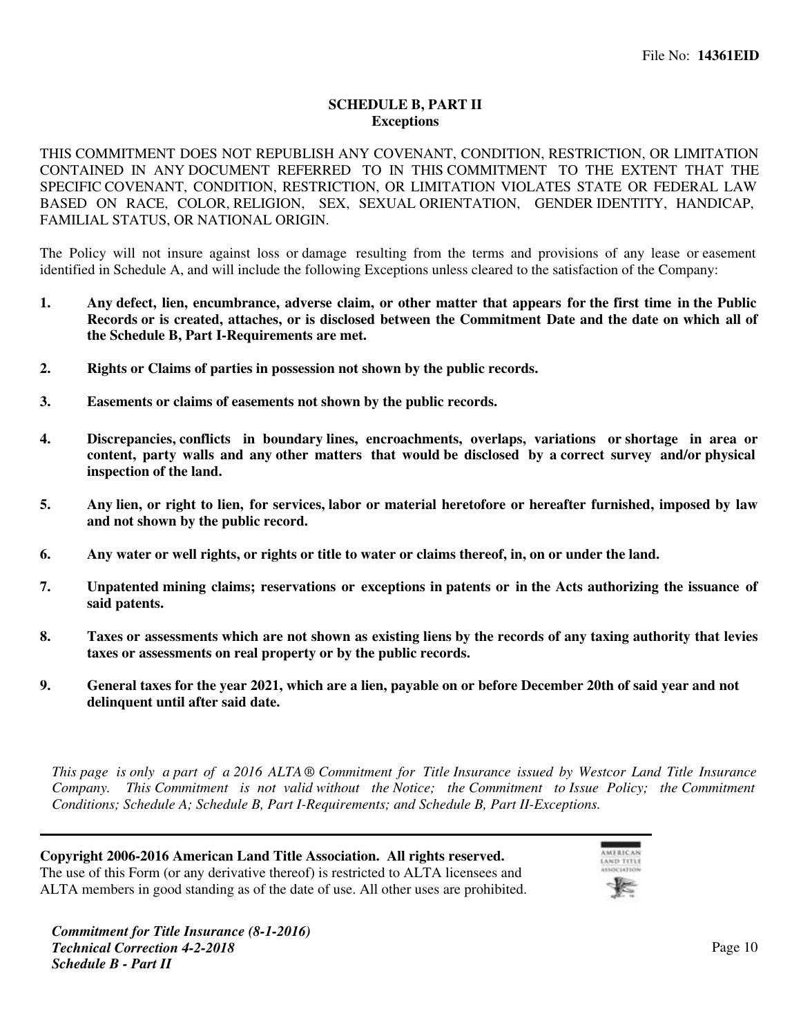File No: **14361EID**

## SCHEDULE B, PART II
### Exceptions

THIS COMMITMENT DOES NOT REPUBLISH ANY COVENANT, CONDITION, RESTRICTION, OR LIMITATION CONTAINED IN ANY DOCUMENT REFERRED TO IN THIS COMMITMENT TO THE EXTENT THAT THE SPECIFIC COVENANT, CONDITION, RESTRICTION, OR LIMITATION VIOLATES STATE OR FEDERAL LAW BASED ON RACE, COLOR, RELIGION, SEX, SEXUAL ORIENTATION, GENDER IDENTITY, HANDICAP, FAMILIAL STATUS, OR NATIONAL ORIGIN.

The Policy will not insure against loss or damage resulting from the terms and provisions of any lease or easement identified in Schedule A, and will include the following Exceptions unless cleared to the satisfaction of the Company:

1. **Any defect, lien, encumbrance, adverse claim, or other matter that appears for the first time in the Public Records or is created, attaches, or is disclosed between the Commitment Date and the date on which all of the Schedule B, Part I-Requirements are met.**

2. **Rights or Claims of parties in possession not shown by the public records.**

3. **Easements or claims of easements not shown by the public records.**

4. **Discrepancies, conflicts in boundary lines, encroachments, overlaps, variations or shortage in area or content, party walls and any other matters that would be disclosed by a correct survey and/or physical inspection of the land.**

5. **Any lien, or right to lien, for services, labor or material heretofore or hereafter furnished, imposed by law and not shown by the public record.**

6. **Any water or well rights, or rights or title to water or claims thereof, in, on or under the land.**

7. **Unpatented mining claims; reservations or exceptions in patents or in the Acts authorizing the issuance of said patents.**

8. **Taxes or assessments which are not shown as existing liens by the records of any taxing authority that levies taxes or assessments on real property or by the public records.**

9. **General taxes for the year 2021, which are a lien, payable on or before December 20th of said year and not delinquent until after said date.**

*This page is only a part of a 2016 ALTA® Commitment for Title Insurance issued by Westcor Land Title Insurance Company. This Commitment is not valid without the Notice; the Commitment to Issue Policy; the Commitment Conditions; Schedule A; Schedule B, Part I-Requirements; and Schedule B, Part II-Exceptions.*

---

**Copyright 2006-2016 American Land Title Association. All rights reserved.**
The use of this Form (or any derivative thereof) is restricted to ALTA licensees and ALTA members in good standing as of the date of use. All other uses are prohibited.

***Commitment for Title Insurance (8-1-2016)***
***Technical Correction 4-2-2018***
***Schedule B - Part II***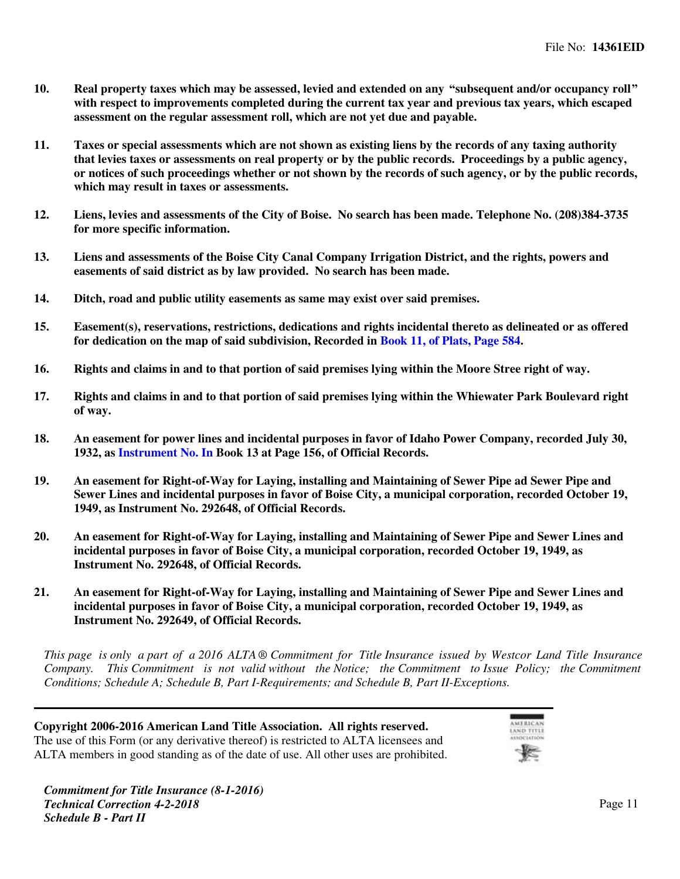File No: **14361EID**

10. **Real property taxes which may be assessed, levied and extended on any "subsequent and/or occupancy roll" with respect to improvements completed during the current tax year and previous tax years, which escaped assessment on the regular assessment roll, which are not yet due and payable.**

11. **Taxes or special assessments which are not shown as existing liens by the records of any taxing authority that levies taxes or assessments on real property or by the public records. Proceedings by a public agency, or notices of such proceedings whether or not shown by the records of such agency, or by the public records, which may result in taxes or assessments.**

12. **Liens, levies and assessments of the City of Boise. No search has been made. Telephone No. (208)384-3735 for more specific information.**

13. **Liens and assessments of the Boise City Canal Company Irrigation District, and the rights, powers and easements of said district as by law provided. No search has been made.**

14. **Ditch, road and public utility easements as same may exist over said premises.**

15. **Easement(s), reservations, restrictions, dedications and rights incidental thereto as delineated or as offered for dedication on the map of said subdivision, Recorded in Book 11, of Plats, Page 584.**

16. **Rights and claims in and to that portion of said premises lying within the Moore Stree right of way.**

17. **Rights and claims in and to that portion of said premises lying within the Whiewater Park Boulevard right of way.**

18. **An easement for power lines and incidental purposes in favor of Idaho Power Company, recorded July 30, 1932, as Instrument No. In Book 13 at Page 156, of Official Records.**

19. **An easement for Right-of-Way for Laying, installing and Maintaining of Sewer Pipe ad Sewer Pipe and Sewer Lines and incidental purposes in favor of Boise City, a municipal corporation, recorded October 19, 1949, as Instrument No. 292648, of Official Records.**

20. **An easement for Right-of-Way for Laying, installing and Maintaining of Sewer Pipe and Sewer Lines and incidental purposes in favor of Boise City, a municipal corporation, recorded October 19, 1949, as Instrument No. 292648, of Official Records.**

21. **An easement for Right-of-Way for Laying, installing and Maintaining of Sewer Pipe and Sewer Lines and incidental purposes in favor of Boise City, a municipal corporation, recorded October 19, 1949, as Instrument No. 292649, of Official Records.**

*This page is only a part of a 2016 ALTA® Commitment for Title Insurance issued by Westcor Land Title Insurance Company. This Commitment is not valid without the Notice; the Commitment to Issue Policy; the Commitment Conditions; Schedule A; Schedule B, Part I-Requirements; and Schedule B, Part II-Exceptions.*

---

**Copyright 2006-2016 American Land Title Association. All rights reserved.**
The use of this Form (or any derivative thereof) is restricted to ALTA licensees and ALTA members in good standing as of the date of use. All other uses are prohibited.

***Commitment for Title Insurance (8-1-2016)***
***Technical Correction 4-2-2018***
***Schedule B - Part II***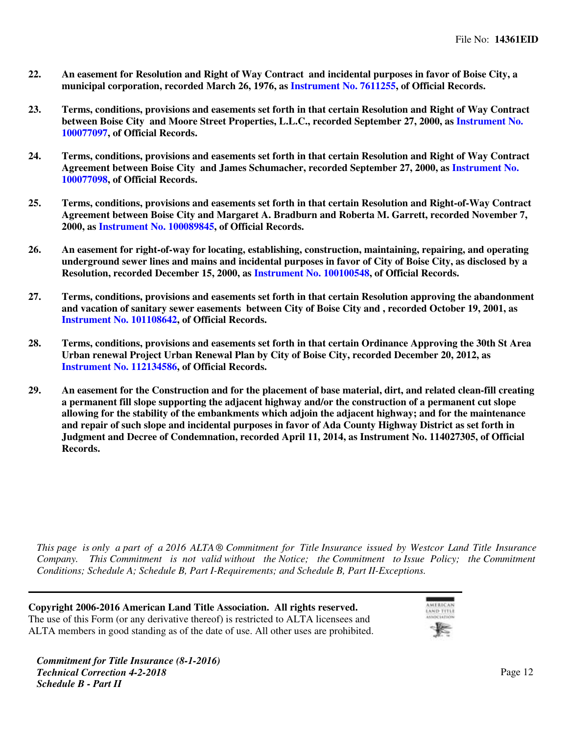22. **An easement for Resolution and Right of Way Contract and incidental purposes in favor of Boise City, a municipal corporation, recorded March 26, 1976, as Instrument No. 7611255, of Official Records.**

23. **Terms, conditions, provisions and easements set forth in that certain Resolution and Right of Way Contract between Boise City and Moore Street Properties, L.L.C., recorded September 27, 2000, as Instrument No. 100077097, of Official Records.**

24. **Terms, conditions, provisions and easements set forth in that certain Resolution and Right of Way Contract Agreement between Boise City and James Schumacher, recorded September 27, 2000, as Instrument No. 100077098, of Official Records.**

25. **Terms, conditions, provisions and easements set forth in that certain Resolution and Right-of-Way Contract Agreement between Boise City and Margaret A. Bradburn and Roberta M. Garrett, recorded November 7, 2000, as Instrument No. 100089845, of Official Records.**

26. **An easement for right-of-way for locating, establishing, construction, maintaining, repairing, and operating underground sewer lines and mains and incidental purposes in favor of City of Boise City, as disclosed by a Resolution, recorded December 15, 2000, as Instrument No. 100100548, of Official Records.**

27. **Terms, conditions, provisions and easements set forth in that certain Resolution approving the abandonment and vacation of sanitary sewer easements between City of Boise City and , recorded October 19, 2001, as Instrument No. 101108642, of Official Records.**

28. **Terms, conditions, provisions and easements set forth in that certain Ordinance Approving the 30th St Area Urban renewal Project Urban Renewal Plan by City of Boise City, recorded December 20, 2012, as Instrument No. 112134586, of Official Records.**

29. **An easement for the Construction and for the placement of base material, dirt, and related clean-fill creating a permanent fill slope supporting the adjacent highway and/or the construction of a permanent cut slope allowing for the stability of the embankments which adjoin the adjacent highway; and for the maintenance and repair of such slope and incidental purposes in favor of Ada County Highway District as set forth in Judgment and Decree of Condemnation, recorded April 11, 2014, as Instrument No. 114027305, of Official Records.**

*This page is only a part of a 2016 ALTA® Commitment for Title Insurance issued by Westcor Land Title Insurance Company. This Commitment is not valid without the Notice; the Commitment to Issue Policy; the Commitment Conditions; Schedule A; Schedule B, Part I-Requirements; and Schedule B, Part II-Exceptions.*

---

**Copyright 2006-2016 American Land Title Association. All rights reserved.**
The use of this Form (or any derivative thereof) is restricted to ALTA licensees and ALTA members in good standing as of the date of use. All other uses are prohibited.

***Commitment for Title Insurance (8-1-2016)***
***Technical Correction 4-2-2018***
***Schedule B - Part II***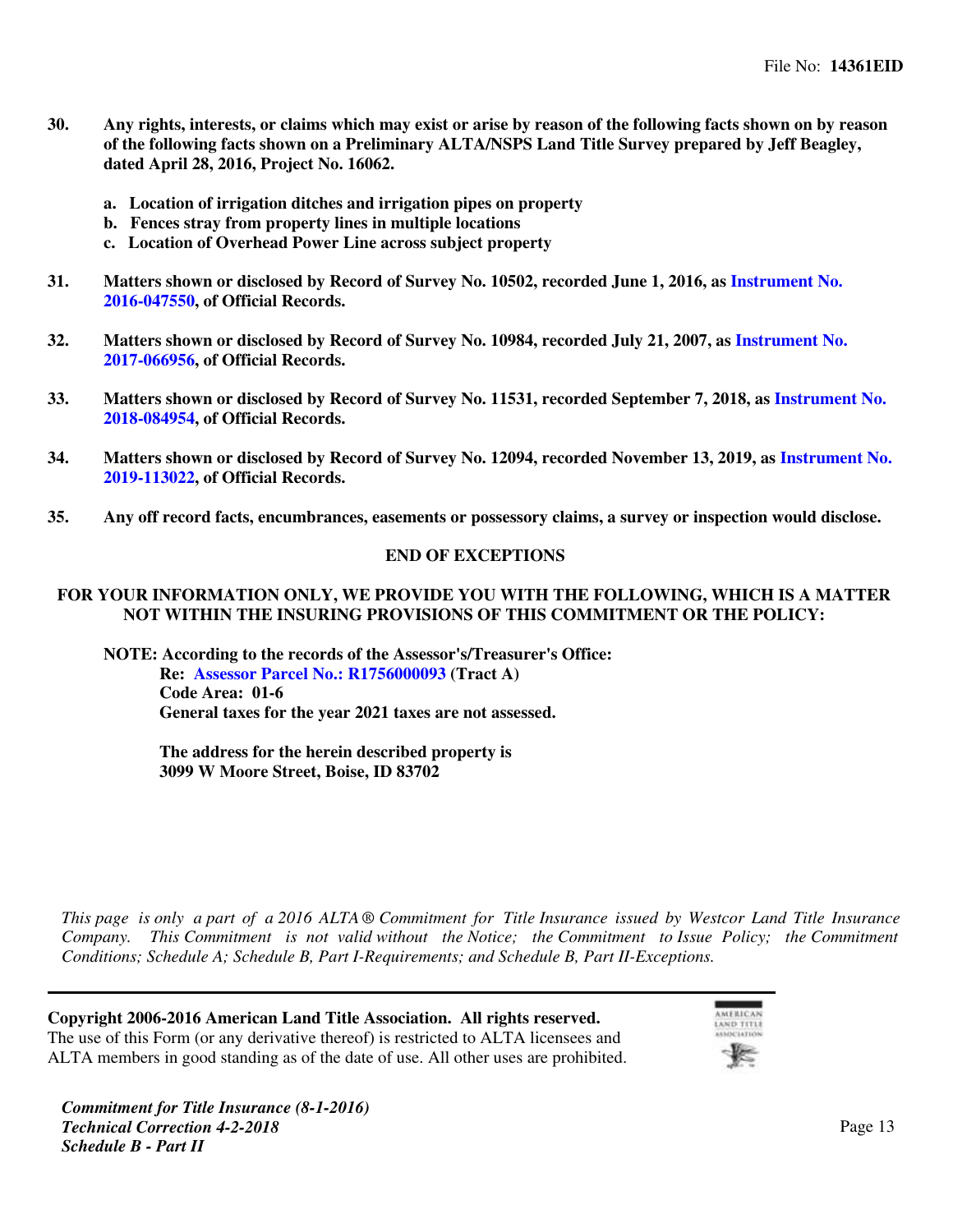**30. Any rights, interests, or claims which may exist or arise by reason of the following facts shown on by reason of the following facts shown on a Preliminary ALTA/NSPS Land Title Survey prepared by Jeff Beagley, dated April 28, 2016, Project No. 16062.**

- **a. Location of irrigation ditches and irrigation pipes on property**
- **b. Fences stray from property lines in multiple locations**
- **c. Location of Overhead Power Line across subject property**

**31. Matters shown or disclosed by Record of Survey No. 10502, recorded June 1, 2016, as Instrument No. 2016-047550, of Official Records.**

**32. Matters shown or disclosed by Record of Survey No. 10984, recorded July 21, 2007, as Instrument No. 2017-066956, of Official Records.**

**33. Matters shown or disclosed by Record of Survey No. 11531, recorded September 7, 2018, as Instrument No. 2018-084954, of Official Records.**

**34. Matters shown or disclosed by Record of Survey No. 12094, recorded November 13, 2019, as Instrument No. 2019-113022, of Official Records.**

**35. Any off record facts, encumbrances, easements or possessory claims, a survey or inspection would disclose.**

**END OF EXCEPTIONS**

**FOR YOUR INFORMATION ONLY, WE PROVIDE YOU WITH THE FOLLOWING, WHICH IS A MATTER NOT WITHIN THE INSURING PROVISIONS OF THIS COMMITMENT OR THE POLICY:**

**NOTE: According to the records of the Assessor's/Treasurer's Office:**
**Re: Assessor Parcel No.: R1756000093 (Tract A)**
**Code Area: 01-6**
**General taxes for the year 2021 taxes are not assessed.**

**The address for the herein described property is**
**3099 W Moore Street, Boise, ID 83702**

*This page is only a part of a 2016 ALTA® Commitment for Title Insurance issued by Westcor Land Title Insurance Company. This Commitment is not valid without the Notice; the Commitment to Issue Policy; the Commitment Conditions; Schedule A; Schedule B, Part I-Requirements; and Schedule B, Part II-Exceptions.*

**Copyright 2006-2016 American Land Title Association. All rights reserved.**
The use of this Form (or any derivative thereof) is restricted to ALTA licensees and ALTA members in good standing as of the date of use. All other uses are prohibited.

***Commitment for Title Insurance (8-1-2016)***
***Technical Correction 4-2-2018***
***Schedule B - Part II***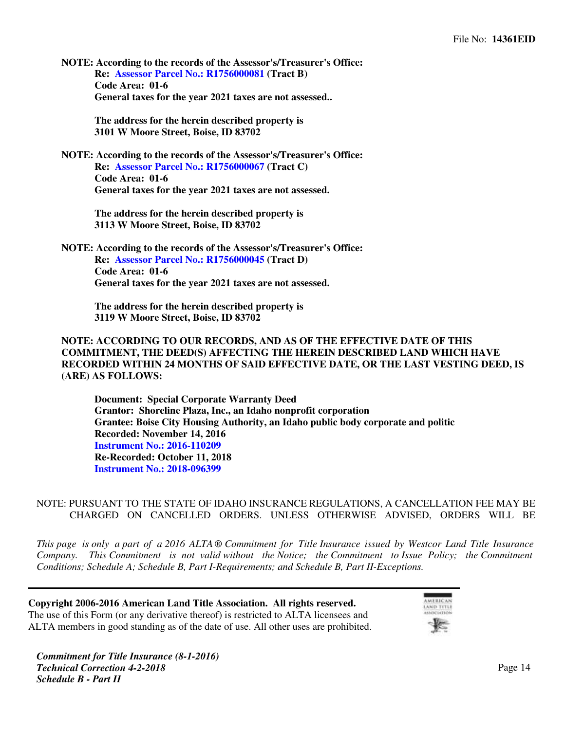**NOTE: According to the records of the Assessor's/Treasurer's Office:**
**Re: Assessor Parcel No.: R1756000081 (Tract B)**
**Code Area: 01-6**
**General taxes for the year 2021 taxes are not assessed..**

**The address for the herein described property is**
**3101 W Moore Street, Boise, ID 83702**

**NOTE: According to the records of the Assessor's/Treasurer's Office:**
**Re: Assessor Parcel No.: R1756000067 (Tract C)**
**Code Area: 01-6**
**General taxes for the year 2021 taxes are not assessed.**

**The address for the herein described property is**
**3113 W Moore Street, Boise, ID 83702**

**NOTE: According to the records of the Assessor's/Treasurer's Office:**
**Re: Assessor Parcel No.: R1756000045 (Tract D)**
**Code Area: 01-6**
**General taxes for the year 2021 taxes are not assessed.**

**The address for the herein described property is**
**3119 W Moore Street, Boise, ID 83702**

**NOTE: ACCORDING TO OUR RECORDS, AND AS OF THE EFFECTIVE DATE OF THIS COMMITMENT, THE DEED(S) AFFECTING THE HEREIN DESCRIBED LAND WHICH HAVE RECORDED WITHIN 24 MONTHS OF SAID EFFECTIVE DATE, OR THE LAST VESTING DEED, IS (ARE) AS FOLLOWS:**

**Document: Special Corporate Warranty Deed**
**Grantor: Shoreline Plaza, Inc., an Idaho nonprofit corporation**
**Grantee: Boise City Housing Authority, an Idaho public body corporate and politic**
**Recorded: November 14, 2016**
**Instrument No.: 2016-110209**
**Re-Recorded: October 11, 2018**
**Instrument No.: 2018-096399**

NOTE: PURSUANT TO THE STATE OF IDAHO INSURANCE REGULATIONS, A CANCELLATION FEE MAY BE CHARGED ON CANCELLED ORDERS. UNLESS OTHERWISE ADVISED, ORDERS WILL BE

*This page is only a part of a 2016 ALTA® Commitment for Title Insurance issued by Westcor Land Title Insurance Company. This Commitment is not valid without the Notice; the Commitment to Issue Policy; the Commitment Conditions; Schedule A; Schedule B, Part I-Requirements; and Schedule B, Part II-Exceptions.*

**Copyright 2006-2016 American Land Title Association. All rights reserved.**
The use of this Form (or any derivative thereof) is restricted to ALTA licensees and ALTA members in good standing as of the date of use. All other uses are prohibited.

***Commitment for Title Insurance (8-1-2016)***
***Technical Correction 4-2-2018***
***Schedule B - Part II***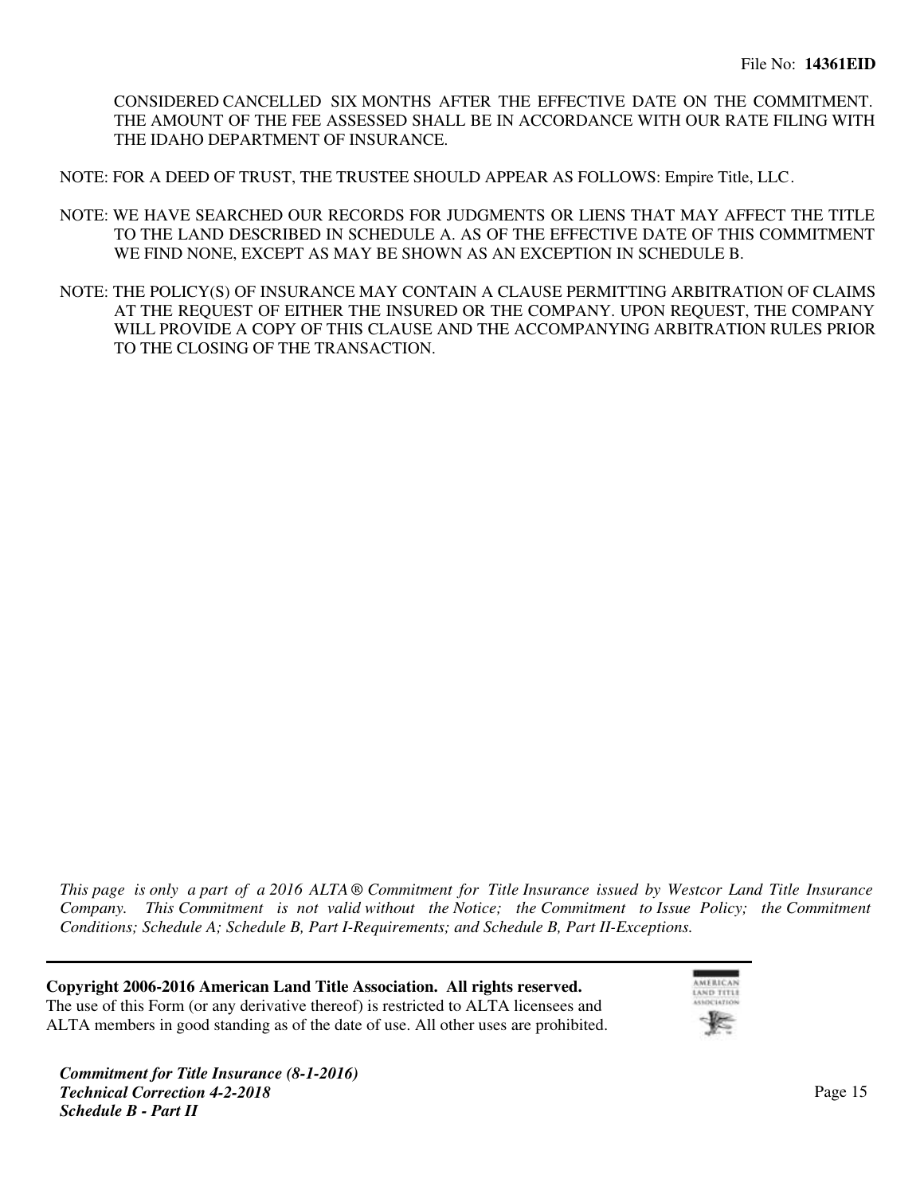CONSIDERED CANCELLED SIX MONTHS AFTER THE EFFECTIVE DATE ON THE COMMITMENT. THE AMOUNT OF THE FEE ASSESSED SHALL BE IN ACCORDANCE WITH OUR RATE FILING WITH THE IDAHO DEPARTMENT OF INSURANCE.

NOTE: FOR A DEED OF TRUST, THE TRUSTEE SHOULD APPEAR AS FOLLOWS: Empire Title, LLC.

NOTE: WE HAVE SEARCHED OUR RECORDS FOR JUDGMENTS OR LIENS THAT MAY AFFECT THE TITLE TO THE LAND DESCRIBED IN SCHEDULE A. AS OF THE EFFECTIVE DATE OF THIS COMMITMENT WE FIND NONE, EXCEPT AS MAY BE SHOWN AS AN EXCEPTION IN SCHEDULE B.

NOTE: THE POLICY(S) OF INSURANCE MAY CONTAIN A CLAUSE PERMITTING ARBITRATION OF CLAIMS AT THE REQUEST OF EITHER THE INSURED OR THE COMPANY. UPON REQUEST, THE COMPANY WILL PROVIDE A COPY OF THIS CLAUSE AND THE ACCOMPANYING ARBITRATION RULES PRIOR TO THE CLOSING OF THE TRANSACTION.

*This page is only a part of a 2016 ALTA® Commitment for Title Insurance issued by Westcor Land Title Insurance Company. This Commitment is not valid without the Notice; the Commitment to Issue Policy; the Commitment Conditions; Schedule A; Schedule B, Part I-Requirements; and Schedule B, Part II-Exceptions.*

**Copyright 2006-2016 American Land Title Association. All rights reserved.**
The use of this Form (or any derivative thereof) is restricted to ALTA licensees and ALTA members in good standing as of the date of use. All other uses are prohibited.

***Commitment for Title Insurance (8-1-2016)***
***Technical Correction 4-2-2018***
***Schedule B - Part II***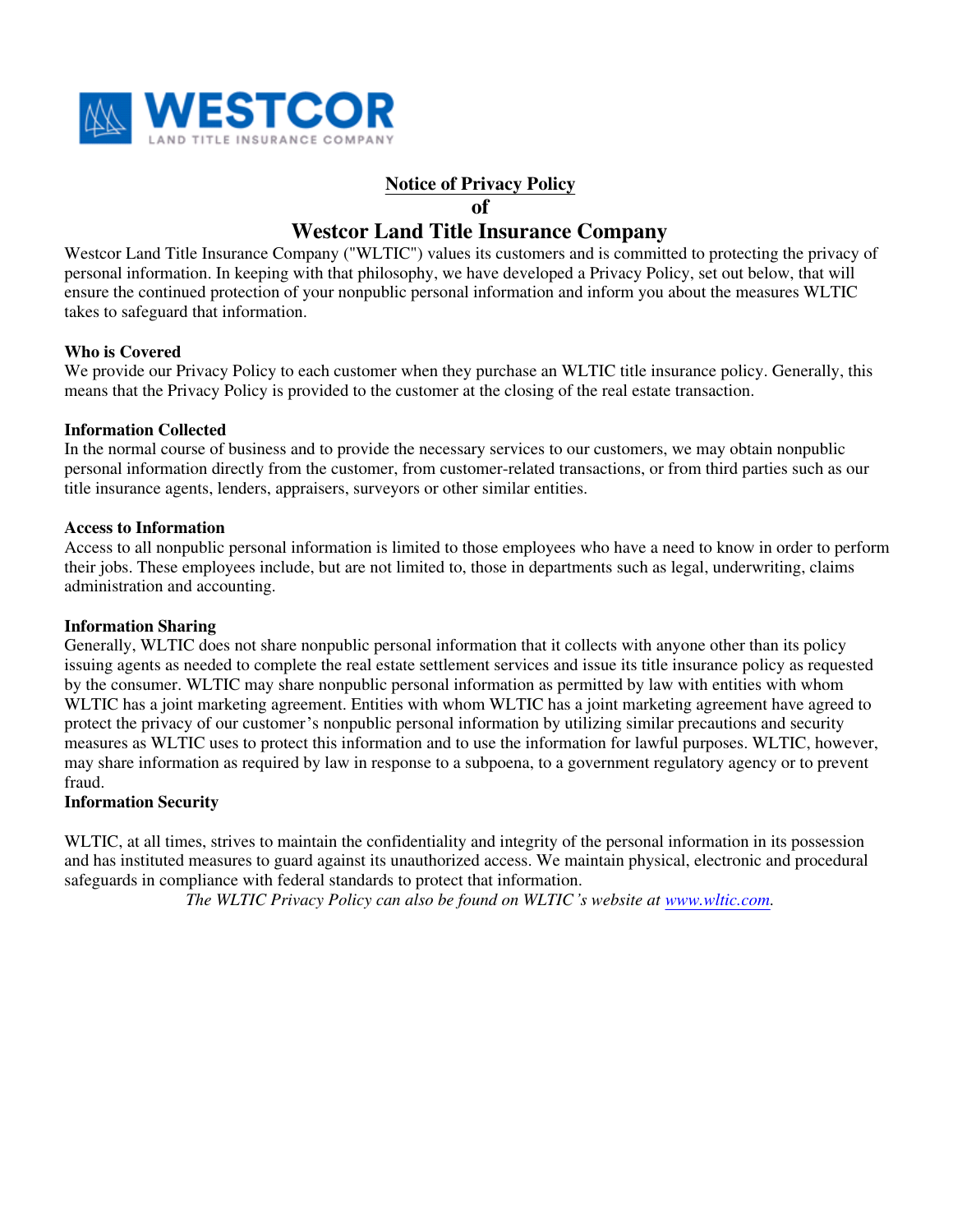WESTCOR
LAND TITLE INSURANCE COMPANY

# Notice of Privacy Policy
# of
# Westcor Land Title Insurance Company

Westcor Land Title Insurance Company ("WLTIC") values its customers and is committed to protecting the privacy of personal information. In keeping with that philosophy, we have developed a Privacy Policy, set out below, that will ensure the continued protection of your nonpublic personal information and inform you about the measures WLTIC takes to safeguard that information.

**Who is Covered**
We provide our Privacy Policy to each customer when they purchase an WLTIC title insurance policy. Generally, this means that the Privacy Policy is provided to the customer at the closing of the real estate transaction.

**Information Collected**
In the normal course of business and to provide the necessary services to our customers, we may obtain nonpublic personal information directly from the customer, from customer-related transactions, or from third parties such as our title insurance agents, lenders, appraisers, surveyors or other similar entities.

**Access to Information**
Access to all nonpublic personal information is limited to those employees who have a need to know in order to perform their jobs. These employees include, but are not limited to, those in departments such as legal, underwriting, claims administration and accounting.

**Information Sharing**
Generally, WLTIC does not share nonpublic personal information that it collects with anyone other than its policy issuing agents as needed to complete the real estate settlement services and issue its title insurance policy as requested by the consumer. WLTIC may share nonpublic personal information as permitted by law with entities with whom WLTIC has a joint marketing agreement. Entities with whom WLTIC has a joint marketing agreement have agreed to protect the privacy of our customer's nonpublic personal information by utilizing similar precautions and security measures as WLTIC uses to protect this information and to use the information for lawful purposes. WLTIC, however, may share information as required by law in response to a subpoena, to a government regulatory agency or to prevent fraud.

**Information Security**

WLTIC, at all times, strives to maintain the confidentiality and integrity of the personal information in its possession and has instituted measures to guard against its unauthorized access. We maintain physical, electronic and procedural safeguards in compliance with federal standards to protect that information.

*The WLTIC Privacy Policy can also be found on WLTIC's website at [www.wltic.com](http://www.wltic.com).*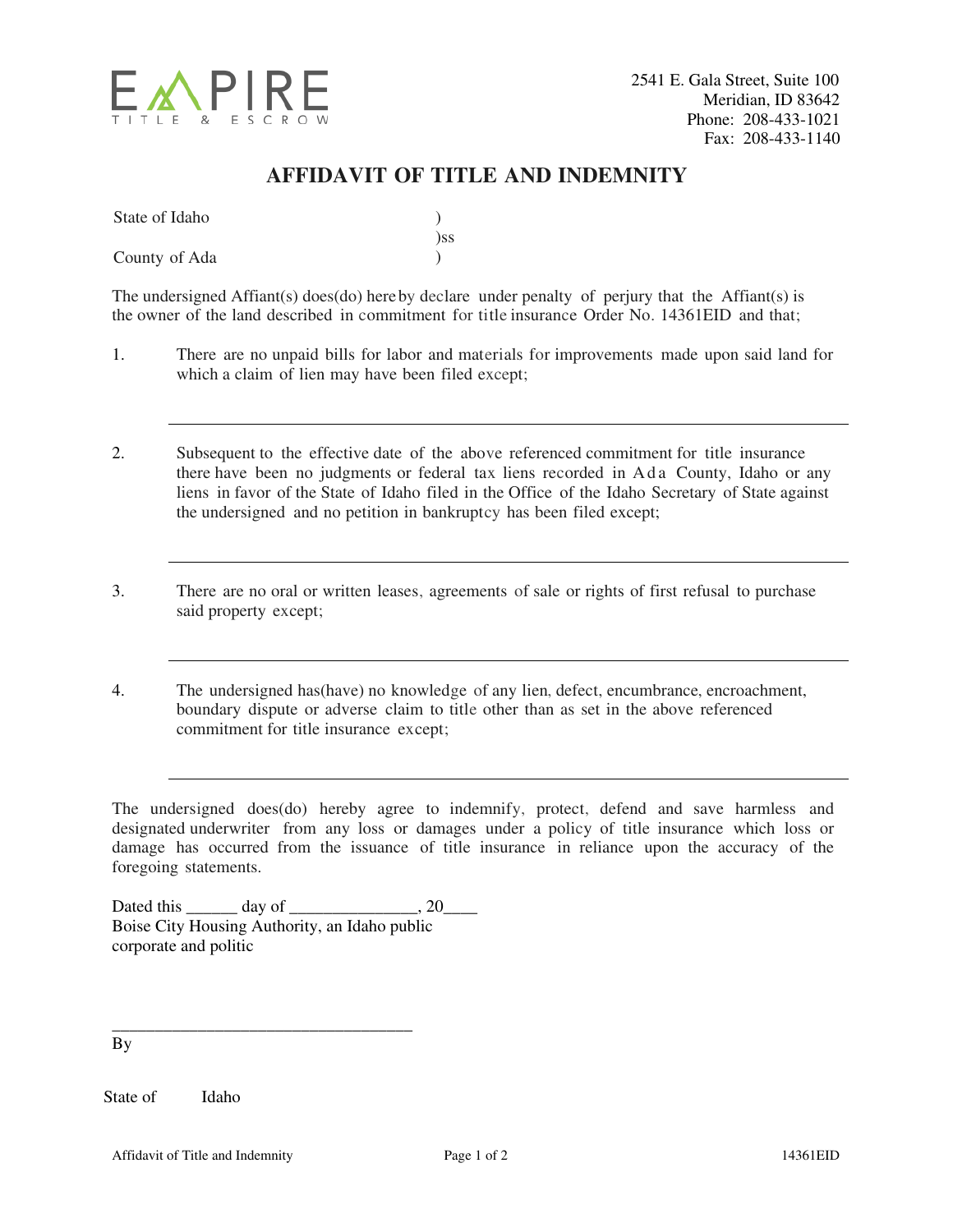EMPIRE TITLE & ESCROW

2541 E. Gala Street, Suite 100
Meridian, ID 83642
Phone: 208-433-1021
Fax: 208-433-1140

# AFFIDAVIT OF TITLE AND INDEMNITY

State of Idaho )
)ss
County of Ada )

The undersigned Affiant(s) does(do) hereby declare under penalty of perjury that the Affiant(s) is the owner of the land described in commitment for title insurance Order No. 14361EID and that;

1. There are no unpaid bills for labor and materials for improvements made upon said land for which a claim of lien may have been filed except;

   ___________________________________________________________

2. Subsequent to the effective date of the above referenced commitment for title insurance there have been no judgments or federal tax liens recorded in Ada County, Idaho or any liens in favor of the State of Idaho filed in the Office of the Idaho Secretary of State against the undersigned and no petition in bankruptcy has been filed except;

   ___________________________________________________________

3. There are no oral or written leases, agreements of sale or rights of first refusal to purchase said property except;

   ___________________________________________________________

4. The undersigned has(have) no knowledge of any lien, defect, encumbrance, encroachment, boundary dispute or adverse claim to title other than as set in the above referenced commitment for title insurance except;

   ___________________________________________________________

The undersigned does(do) hereby agree to indemnify, protect, defend and save harmless and designated underwriter from any loss or damages under a policy of title insurance which loss or damage has occurred from the issuance of title insurance in reliance upon the accuracy of the foregoing statements.

Dated this ______ day of _______________, 20____
Boise City Housing Authority, an Idaho public corporate and politic

___________________________________
By

State of Idaho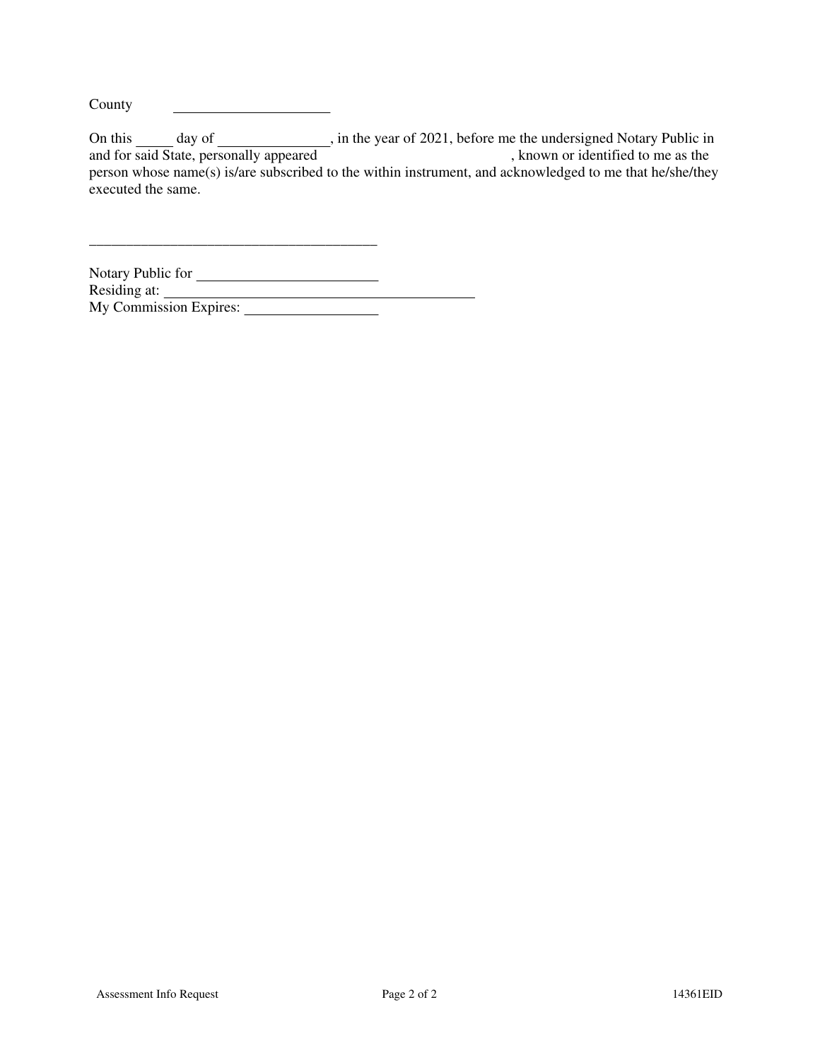County ____________________

On this _____ day of _______________, in the year of 2021, before me the undersigned Notary Public in and for said State, personally appeared _____________________________, known or identified to me as the person whose name(s) is/are subscribed to the within instrument, and acknowledged to me that he/she/they executed the same.

_______________________________________

Notary Public for ________________________

Residing at: ________________________________________

My Commission Expires: _________________